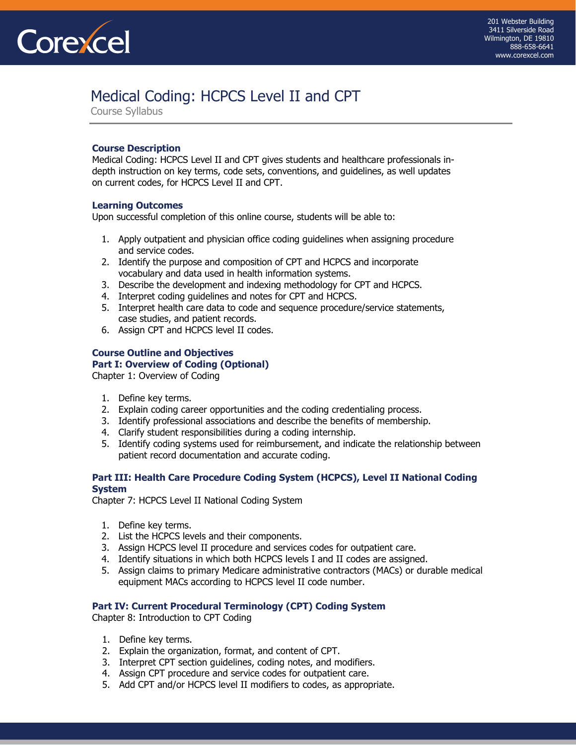Corexcel

201 Webster Building
3411 Silverside Road
Wilmington, DE 19810
888-658-6641
www.corexcel.com

# Medical Coding: HCPCS Level II and CPT

Course Syllabus

## Course Description

Medical Coding: HCPCS Level II and CPT gives students and healthcare professionals in-depth instruction on key terms, code sets, conventions, and guidelines, as well updates on current codes, for HCPCS Level II and CPT.

## Learning Outcomes

Upon successful completion of this online course, students will be able to:

1. Apply outpatient and physician office coding guidelines when assigning procedure and service codes.
2. Identify the purpose and composition of CPT and HCPCS and incorporate vocabulary and data used in health information systems.
3. Describe the development and indexing methodology for CPT and HCPCS.
4. Interpret coding guidelines and notes for CPT and HCPCS.
5. Interpret health care data to code and sequence procedure/service statements, case studies, and patient records.
6. Assign CPT and HCPCS level II codes.

## Course Outline and Objectives

### Part I: Overview of Coding (Optional)

Chapter 1: Overview of Coding

1. Define key terms.
2. Explain coding career opportunities and the coding credentialing process.
3. Identify professional associations and describe the benefits of membership.
4. Clarify student responsibilities during a coding internship.
5. Identify coding systems used for reimbursement, and indicate the relationship between patient record documentation and accurate coding.

### Part III: Health Care Procedure Coding System (HCPCS), Level II National Coding System

Chapter 7: HCPCS Level II National Coding System

1. Define key terms.
2. List the HCPCS levels and their components.
3. Assign HCPCS level II procedure and services codes for outpatient care.
4. Identify situations in which both HCPCS levels I and II codes are assigned.
5. Assign claims to primary Medicare administrative contractors (MACs) or durable medical equipment MACs according to HCPCS level II code number.

### Part IV: Current Procedural Terminology (CPT) Coding System

Chapter 8: Introduction to CPT Coding

1. Define key terms.
2. Explain the organization, format, and content of CPT.
3. Interpret CPT section guidelines, coding notes, and modifiers.
4. Assign CPT procedure and service codes for outpatient care.
5. Add CPT and/or HCPCS level II modifiers to codes, as appropriate.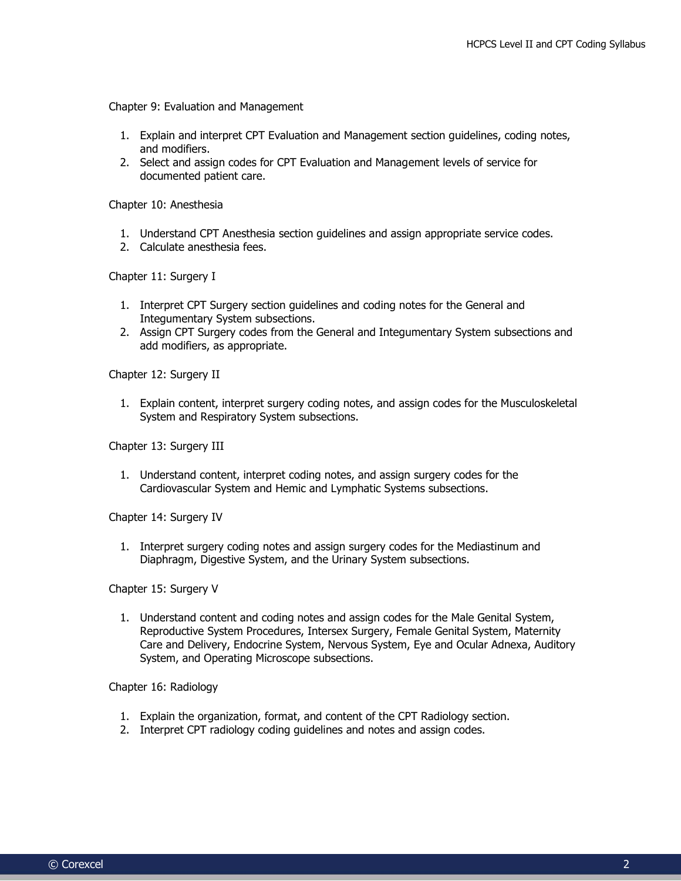Chapter 9: Evaluation and Management

1. Explain and interpret CPT Evaluation and Management section guidelines, coding notes, and modifiers.
2. Select and assign codes for CPT Evaluation and Management levels of service for documented patient care.

Chapter 10: Anesthesia

1. Understand CPT Anesthesia section guidelines and assign appropriate service codes.
2. Calculate anesthesia fees.

Chapter 11: Surgery I

1. Interpret CPT Surgery section guidelines and coding notes for the General and Integumentary System subsections.
2. Assign CPT Surgery codes from the General and Integumentary System subsections and add modifiers, as appropriate.

Chapter 12: Surgery II

1. Explain content, interpret surgery coding notes, and assign codes for the Musculoskeletal System and Respiratory System subsections.

Chapter 13: Surgery III

1. Understand content, interpret coding notes, and assign surgery codes for the Cardiovascular System and Hemic and Lymphatic Systems subsections.

Chapter 14: Surgery IV

1. Interpret surgery coding notes and assign surgery codes for the Mediastinum and Diaphragm, Digestive System, and the Urinary System subsections.

Chapter 15: Surgery V

1. Understand content and coding notes and assign codes for the Male Genital System, Reproductive System Procedures, Intersex Surgery, Female Genital System, Maternity Care and Delivery, Endocrine System, Nervous System, Eye and Ocular Adnexa, Auditory System, and Operating Microscope subsections.

Chapter 16: Radiology

1. Explain the organization, format, and content of the CPT Radiology section.
2. Interpret CPT radiology coding guidelines and notes and assign codes.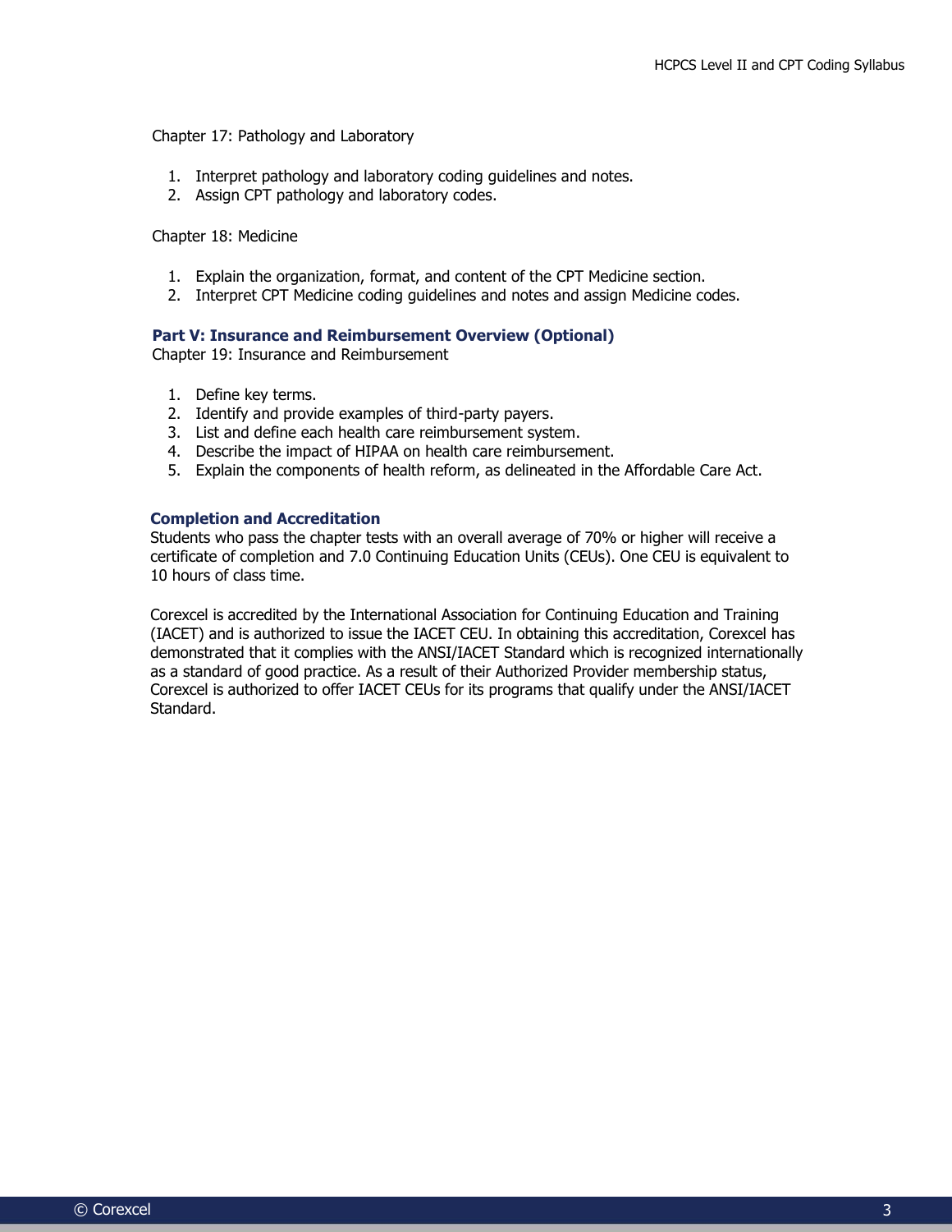Chapter 17: Pathology and Laboratory

1. Interpret pathology and laboratory coding guidelines and notes.
2. Assign CPT pathology and laboratory codes.

Chapter 18: Medicine

1. Explain the organization, format, and content of the CPT Medicine section.
2. Interpret CPT Medicine coding guidelines and notes and assign Medicine codes.

### Part V: Insurance and Reimbursement Overview (Optional)

Chapter 19: Insurance and Reimbursement

1. Define key terms.
2. Identify and provide examples of third-party payers.
3. List and define each health care reimbursement system.
4. Describe the impact of HIPAA on health care reimbursement.
5. Explain the components of health reform, as delineated in the Affordable Care Act.

### Completion and Accreditation

Students who pass the chapter tests with an overall average of 70% or higher will receive a certificate of completion and 7.0 Continuing Education Units (CEUs). One CEU is equivalent to 10 hours of class time.

Corexcel is accredited by the International Association for Continuing Education and Training (IACET) and is authorized to issue the IACET CEU. In obtaining this accreditation, Corexcel has demonstrated that it complies with the ANSI/IACET Standard which is recognized internationally as a standard of good practice. As a result of their Authorized Provider membership status, Corexcel is authorized to offer IACET CEUs for its programs that qualify under the ANSI/IACET Standard.